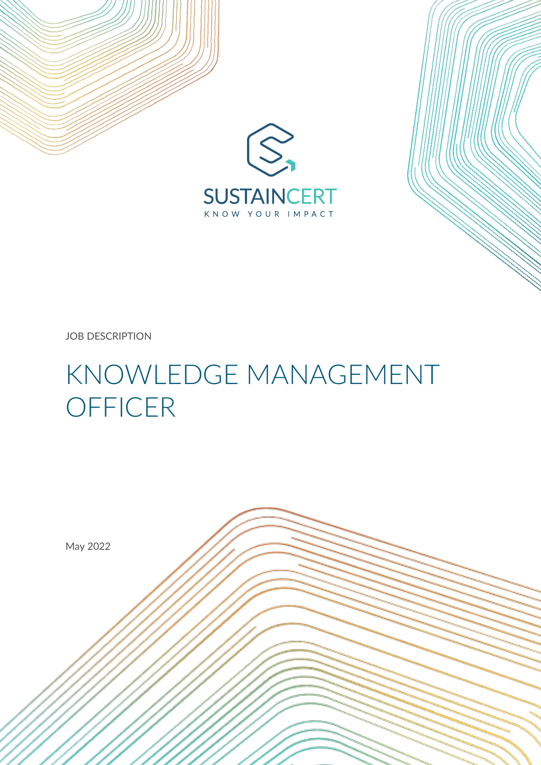SUSTAINCERT

KNOW YOUR IMPACT

JOB DESCRIPTION

# KNOWLEDGE MANAGEMENT OFFICER

May 2022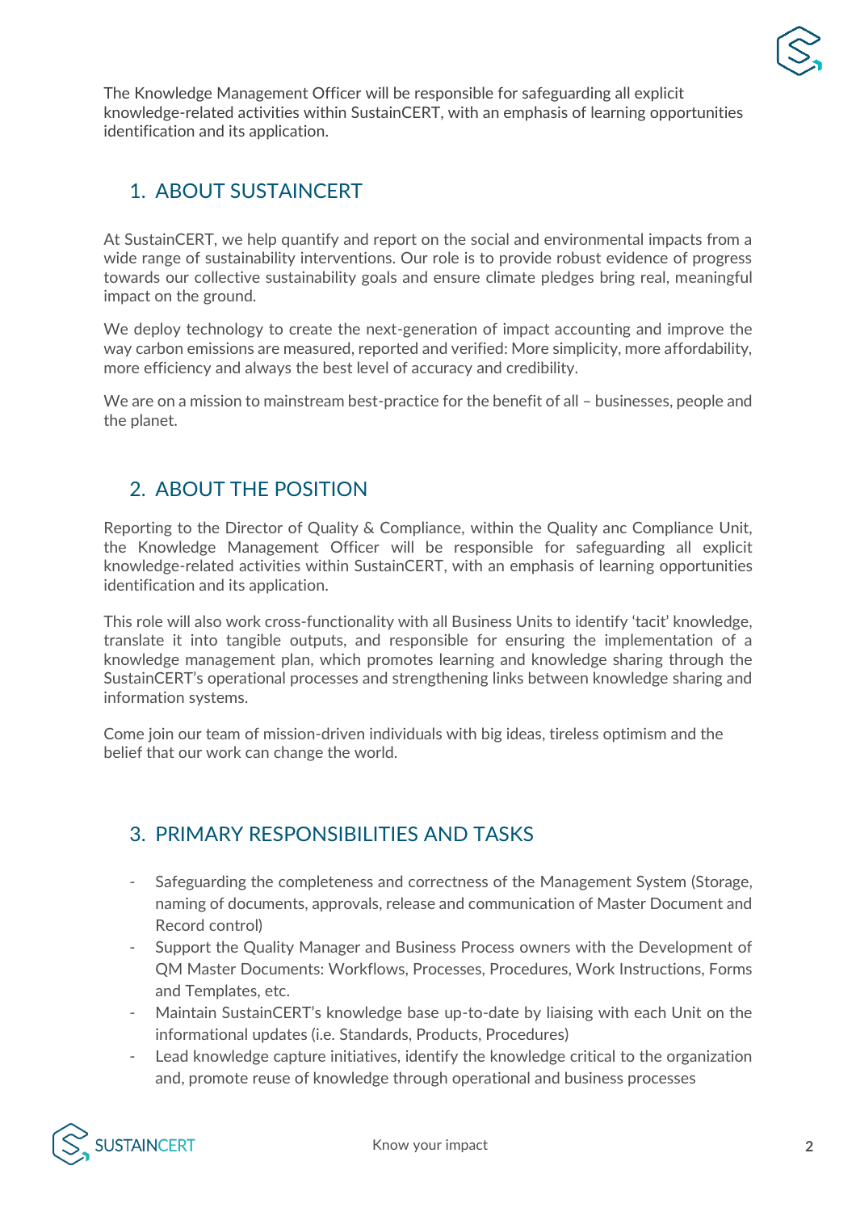The Knowledge Management Officer will be responsible for safeguarding all explicit knowledge-related activities within SustainCERT, with an emphasis of learning opportunities identification and its application.

## 1. ABOUT SUSTAINCERT

At SustainCERT, we help quantify and report on the social and environmental impacts from a wide range of sustainability interventions. Our role is to provide robust evidence of progress towards our collective sustainability goals and ensure climate pledges bring real, meaningful impact on the ground.

We deploy technology to create the next-generation of impact accounting and improve the way carbon emissions are measured, reported and verified: More simplicity, more affordability, more efficiency and always the best level of accuracy and credibility.

We are on a mission to mainstream best-practice for the benefit of all – businesses, people and the planet.

## 2. ABOUT THE POSITION

Reporting to the Director of Quality & Compliance, within the Quality anc Compliance Unit, the Knowledge Management Officer will be responsible for safeguarding all explicit knowledge-related activities within SustainCERT, with an emphasis of learning opportunities identification and its application.

This role will also work cross-functionality with all Business Units to identify 'tacit' knowledge, translate it into tangible outputs, and responsible for ensuring the implementation of a knowledge management plan, which promotes learning and knowledge sharing through the SustainCERT's operational processes and strengthening links between knowledge sharing and information systems.

Come join our team of mission-driven individuals with big ideas, tireless optimism and the belief that our work can change the world.

## 3. PRIMARY RESPONSIBILITIES AND TASKS

- Safeguarding the completeness and correctness of the Management System (Storage, naming of documents, approvals, release and communication of Master Document and Record control)
- Support the Quality Manager and Business Process owners with the Development of QM Master Documents: Workflows, Processes, Procedures, Work Instructions, Forms and Templates, etc.
- Maintain SustainCERT's knowledge base up-to-date by liaising with each Unit on the informational updates (i.e. Standards, Products, Procedures)
- Lead knowledge capture initiatives, identify the knowledge critical to the organization and, promote reuse of knowledge through operational and business processes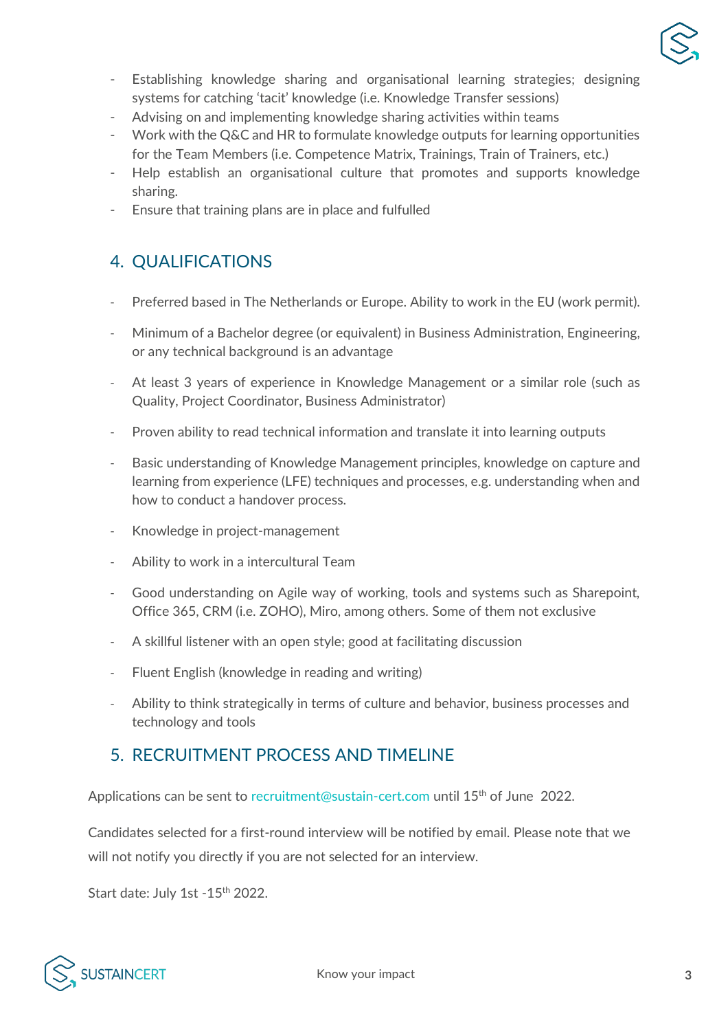- Establishing knowledge sharing and organisational learning strategies; designing systems for catching 'tacit' knowledge (i.e. Knowledge Transfer sessions)
- Advising on and implementing knowledge sharing activities within teams
- Work with the Q&C and HR to formulate knowledge outputs for learning opportunities for the Team Members (i.e. Competence Matrix, Trainings, Train of Trainers, etc.)
- Help establish an organisational culture that promotes and supports knowledge sharing.
- Ensure that training plans are in place and fulfilled

## 4. QUALIFICATIONS

- Preferred based in The Netherlands or Europe. Ability to work in the EU (work permit).
- Minimum of a Bachelor degree (or equivalent) in Business Administration, Engineering, or any technical background is an advantage
- At least 3 years of experience in Knowledge Management or a similar role (such as Quality, Project Coordinator, Business Administrator)
- Proven ability to read technical information and translate it into learning outputs
- Basic understanding of Knowledge Management principles, knowledge on capture and learning from experience (LFE) techniques and processes, e.g. understanding when and how to conduct a handover process.
- Knowledge in project-management
- Ability to work in a intercultural Team
- Good understanding on Agile way of working, tools and systems such as Sharepoint, Office 365, CRM (i.e. ZOHO), Miro, among others. Some of them not exclusive
- A skillful listener with an open style; good at facilitating discussion
- Fluent English (knowledge in reading and writing)
- Ability to think strategically in terms of culture and behavior, business processes and technology and tools

## 5. RECRUITMENT PROCESS AND TIMELINE

Applications can be sent to recruitment@sustain-cert.com until 15th of June 2022.

Candidates selected for a first-round interview will be notified by email. Please note that we will not notify you directly if you are not selected for an interview.

Start date: July 1st -15th 2022.